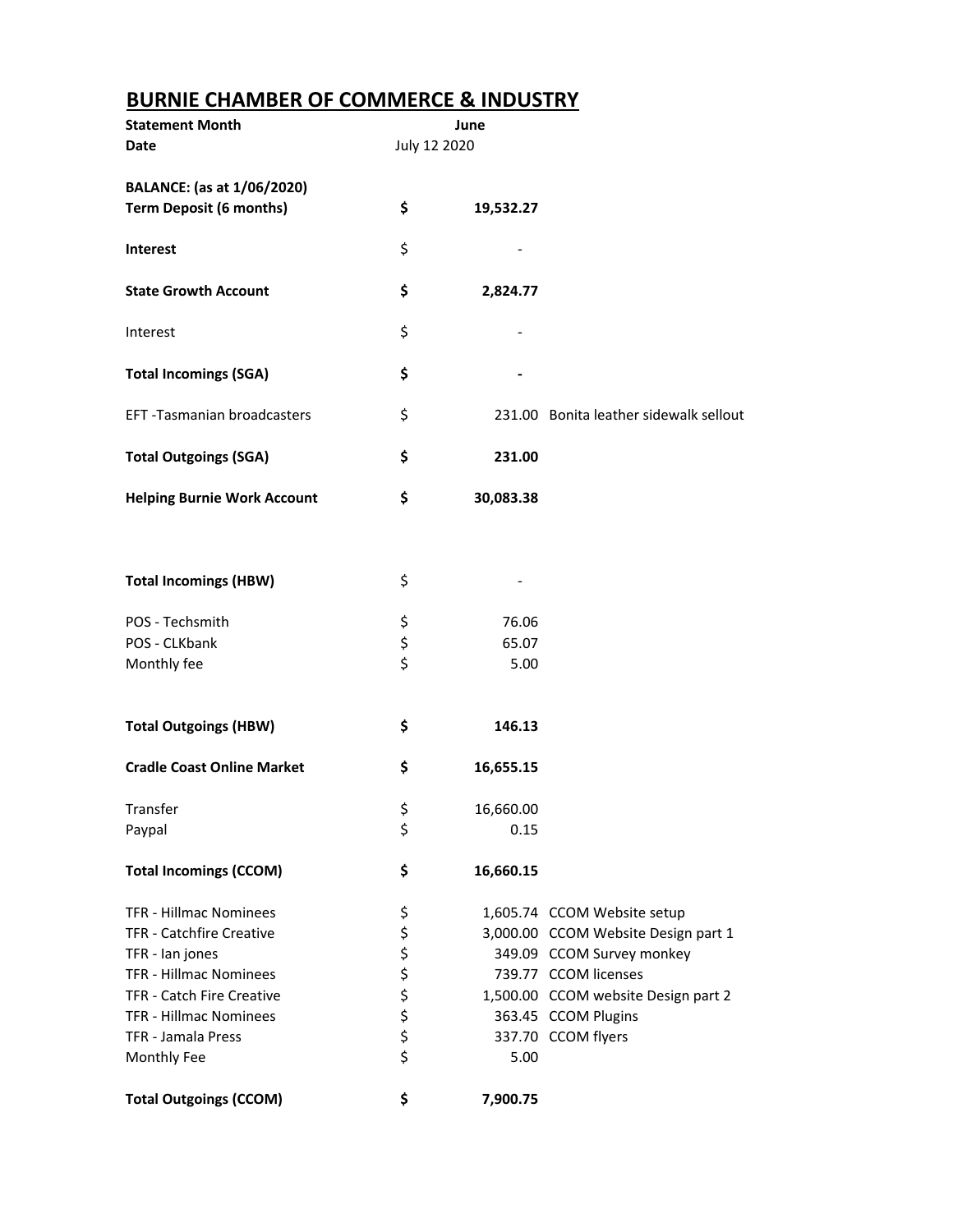# BURNIE CHAMBER OF COMMERCE & INDUSTRY

| | | | |
|---|---|---|---|
| **Statement Month** | | **June** | |
| **Date** | | July 12 2020 | |
| | | | |
| **BALANCE: (as at 1/06/2020)** | | | |
| **Term Deposit (6 months)** | **$** | **19,532.27** | |
| | | | |
| **Interest** | $ | - | |
| | | | |
| **State Growth Account** | **$** | **2,824.77** | |
| | | | |
| Interest | $ | - | |
| | | | |
| **Total Incomings (SGA)** | **$** | **-** | |
| | | | |
| EFT -Tasmanian broadcasters | $ | 231.00 | Bonita leather sidewalk sellout |
| | | | |
| **Total Outgoings (SGA)** | **$** | **231.00** | |
| | | | |
| **Helping Burnie Work Account** | **$** | **30,083.38** | |
| | | | |
| **Total Incomings (HBW)** | $ | - | |
| | | | |
| POS - Techsmith | $ | 76.06 | |
| POS - CLKbank | $ | 65.07 | |
| Monthly fee | $ | 5.00 | |
| | | | |
| **Total Outgoings (HBW)** | **$** | **146.13** | |
| | | | |
| **Cradle Coast Online Market** | **$** | **16,655.15** | |
| | | | |
| Transfer | $ | 16,660.00 | |
| Paypal | $ | 0.15 | |
| | | | |
| **Total Incomings (CCOM)** | **$** | **16,660.15** | |
| | | | |
| TFR - Hillmac Nominees | $ | 1,605.74 | CCOM Website setup |
| TFR - Catchfire Creative | $ | 3,000.00 | CCOM Website Design part 1 |
| TFR - Ian jones | $ | 349.09 | CCOM Survey monkey |
| TFR - Hillmac Nominees | $ | 739.77 | CCOM licenses |
| TFR - Catch Fire Creative | $ | 1,500.00 | CCOM website Design part 2 |
| TFR - Hillmac Nominees | $ | 363.45 | CCOM Plugins |
| TFR - Jamala Press | $ | 337.70 | CCOM flyers |
| Monthly Fee | $ | 5.00 | |
| | | | |
| **Total Outgoings (CCOM)** | **$** | **7,900.75** | |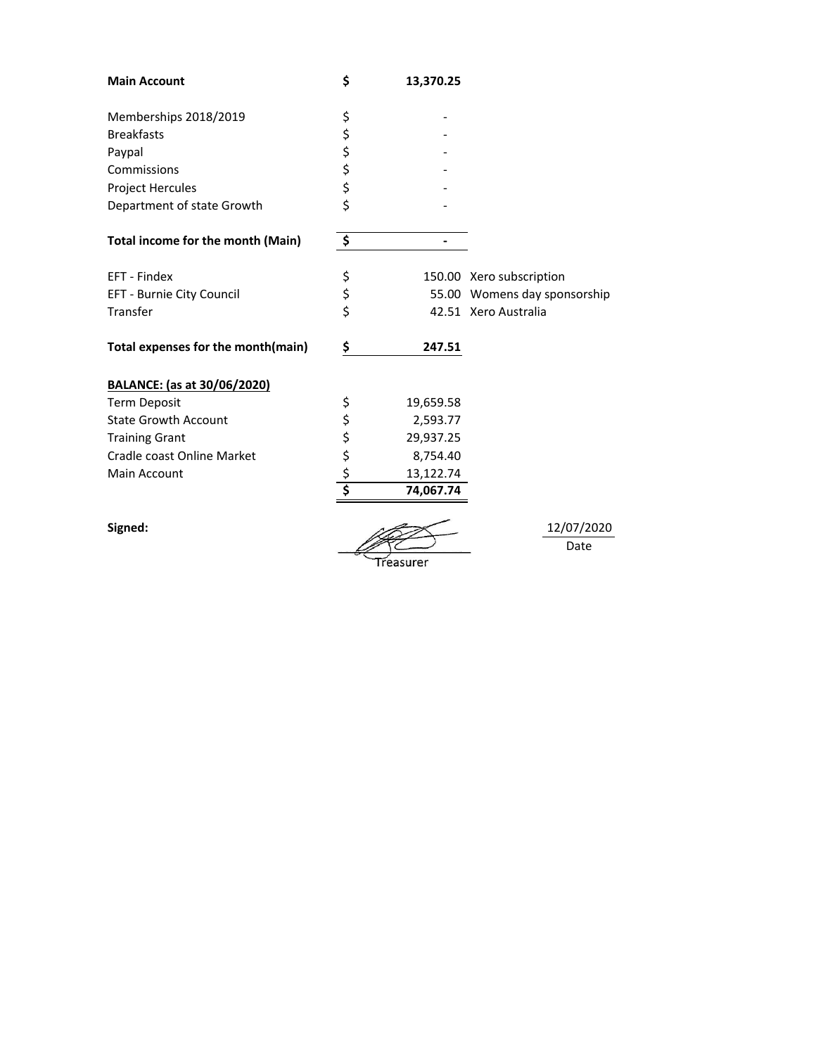| | | | |
|---|---|---|---|
| **Main Account** | **$** | **13,370.25** | |
| | | | |
| Memberships 2018/2019 | $ | - | |
| Breakfasts | $ | - | |
| Paypal | $ | - | |
| Commissions | $ | - | |
| Project Hercules | $ | - | |
| Department of state Growth | $ | - | |
| | | | |
| **Total income for the month (Main)** | **$** | **-** | |
| | | | |
| EFT - Findex | $ | 150.00 | Xero subscription |
| EFT - Burnie City Council | $ | 55.00 | Womens day sponsorship |
| Transfer | $ | 42.51 | Xero Australia |
| | | | |
| **Total expenses for the month(main)** | **$** | **247.51** | |
| | | | |
| **BALANCE: (as at 30/06/2020)** | | | |
| Term Deposit | $ | 19,659.58 | |
| State Growth Account | $ | 2,593.77 | |
| Training Grant | $ | 29,937.25 | |
| Cradle coast Online Market | $ | 8,754.40 | |
| Main Account | $ | 13,122.74 | |
| | **$** | **74,067.74** | |

**Signed:**

Treasurer

12/07/2020

Date